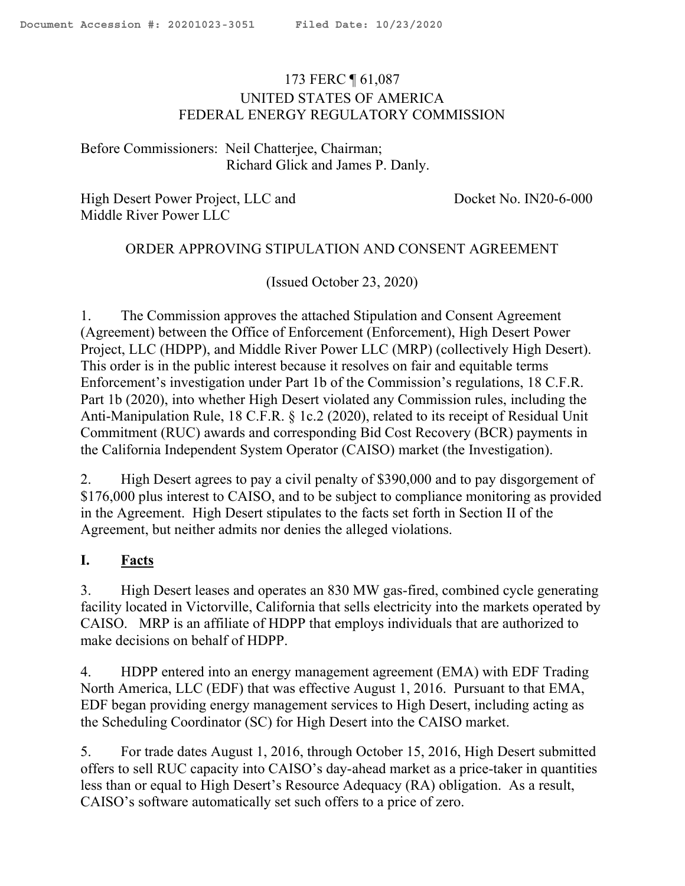173 FERC ¶ 61,087
UNITED STATES OF AMERICA
FEDERAL ENERGY REGULATORY COMMISSION

Before Commissioners: Neil Chatterjee, Chairman;
Richard Glick and James P. Danly.

High Desert Power Project, LLC and Middle River Power LLC — Docket No. IN20-6-000

ORDER APPROVING STIPULATION AND CONSENT AGREEMENT

(Issued October 23, 2020)

1. The Commission approves the attached Stipulation and Consent Agreement (Agreement) between the Office of Enforcement (Enforcement), High Desert Power Project, LLC (HDPP), and Middle River Power LLC (MRP) (collectively High Desert). This order is in the public interest because it resolves on fair and equitable terms Enforcement's investigation under Part 1b of the Commission's regulations, 18 C.F.R. Part 1b (2020), into whether High Desert violated any Commission rules, including the Anti-Manipulation Rule, 18 C.F.R. § 1c.2 (2020), related to its receipt of Residual Unit Commitment (RUC) awards and corresponding Bid Cost Recovery (BCR) payments in the California Independent System Operator (CAISO) market (the Investigation).

2. High Desert agrees to pay a civil penalty of $390,000 and to pay disgorgement of $176,000 plus interest to CAISO, and to be subject to compliance monitoring as provided in the Agreement. High Desert stipulates to the facts set forth in Section II of the Agreement, but neither admits nor denies the alleged violations.

## I. Facts

3. High Desert leases and operates an 830 MW gas-fired, combined cycle generating facility located in Victorville, California that sells electricity into the markets operated by CAISO. MRP is an affiliate of HDPP that employs individuals that are authorized to make decisions on behalf of HDPP.

4. HDPP entered into an energy management agreement (EMA) with EDF Trading North America, LLC (EDF) that was effective August 1, 2016. Pursuant to that EMA, EDF began providing energy management services to High Desert, including acting as the Scheduling Coordinator (SC) for High Desert into the CAISO market.

5. For trade dates August 1, 2016, through October 15, 2016, High Desert submitted offers to sell RUC capacity into CAISO's day-ahead market as a price-taker in quantities less than or equal to High Desert's Resource Adequacy (RA) obligation. As a result, CAISO's software automatically set such offers to a price of zero.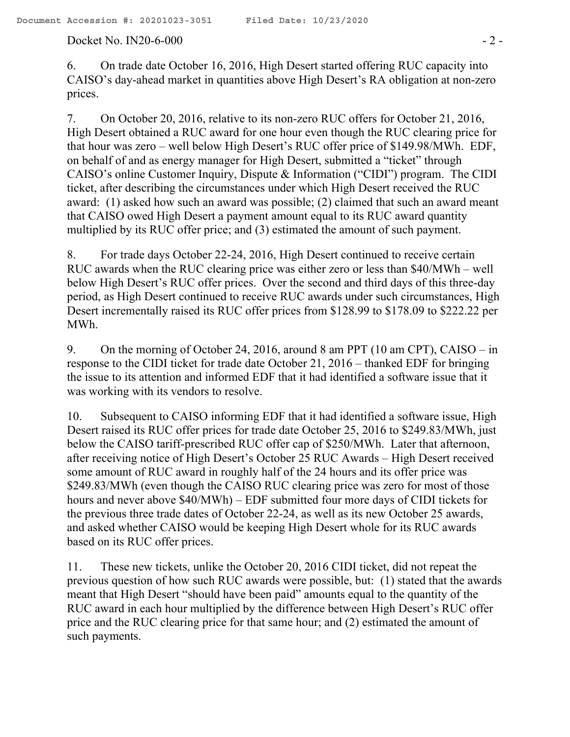6. On trade date October 16, 2016, High Desert started offering RUC capacity into CAISO's day-ahead market in quantities above High Desert's RA obligation at non-zero prices.

7. On October 20, 2016, relative to its non-zero RUC offers for October 21, 2016, High Desert obtained a RUC award for one hour even though the RUC clearing price for that hour was zero – well below High Desert's RUC offer price of $149.98/MWh. EDF, on behalf of and as energy manager for High Desert, submitted a "ticket" through CAISO's online Customer Inquiry, Dispute & Information ("CIDI") program. The CIDI ticket, after describing the circumstances under which High Desert received the RUC award: (1) asked how such an award was possible; (2) claimed that such an award meant that CAISO owed High Desert a payment amount equal to its RUC award quantity multiplied by its RUC offer price; and (3) estimated the amount of such payment.

8. For trade days October 22-24, 2016, High Desert continued to receive certain RUC awards when the RUC clearing price was either zero or less than $40/MWh – well below High Desert's RUC offer prices. Over the second and third days of this three-day period, as High Desert continued to receive RUC awards under such circumstances, High Desert incrementally raised its RUC offer prices from $128.99 to $178.09 to $222.22 per MWh.

9. On the morning of October 24, 2016, around 8 am PPT (10 am CPT), CAISO – in response to the CIDI ticket for trade date October 21, 2016 – thanked EDF for bringing the issue to its attention and informed EDF that it had identified a software issue that it was working with its vendors to resolve.

10. Subsequent to CAISO informing EDF that it had identified a software issue, High Desert raised its RUC offer prices for trade date October 25, 2016 to $249.83/MWh, just below the CAISO tariff-prescribed RUC offer cap of $250/MWh. Later that afternoon, after receiving notice of High Desert's October 25 RUC Awards – High Desert received some amount of RUC award in roughly half of the 24 hours and its offer price was $249.83/MWh (even though the CAISO RUC clearing price was zero for most of those hours and never above $40/MWh) – EDF submitted four more days of CIDI tickets for the previous three trade dates of October 22-24, as well as its new October 25 awards, and asked whether CAISO would be keeping High Desert whole for its RUC awards based on its RUC offer prices.

11. These new tickets, unlike the October 20, 2016 CIDI ticket, did not repeat the previous question of how such RUC awards were possible, but: (1) stated that the awards meant that High Desert "should have been paid" amounts equal to the quantity of the RUC award in each hour multiplied by the difference between High Desert's RUC offer price and the RUC clearing price for that same hour; and (2) estimated the amount of such payments.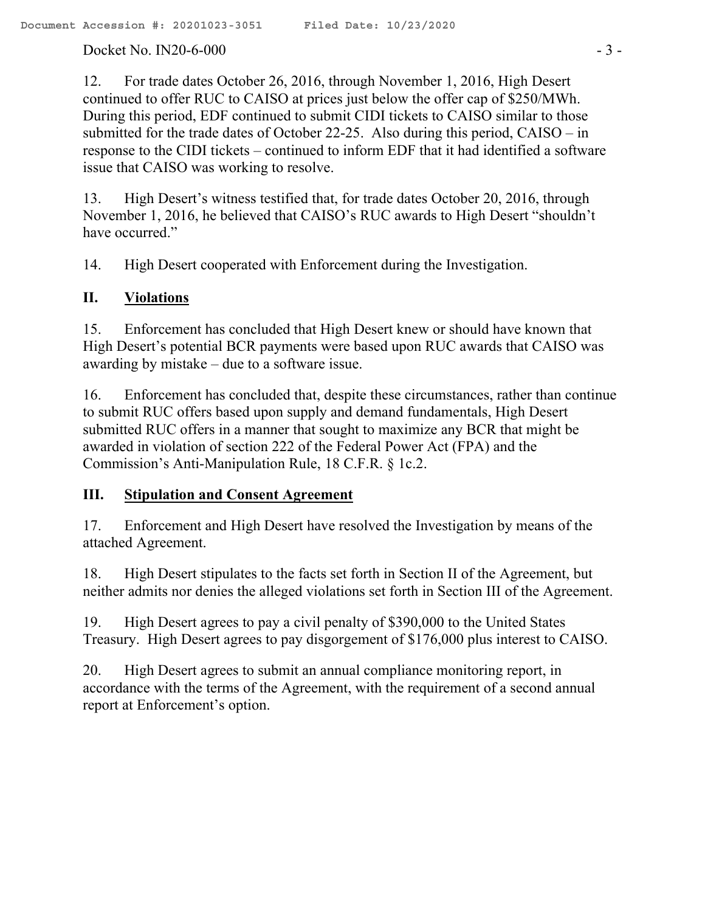12. For trade dates October 26, 2016, through November 1, 2016, High Desert continued to offer RUC to CAISO at prices just below the offer cap of $250/MWh. During this period, EDF continued to submit CIDI tickets to CAISO similar to those submitted for the trade dates of October 22-25. Also during this period, CAISO – in response to the CIDI tickets – continued to inform EDF that it had identified a software issue that CAISO was working to resolve.

13. High Desert's witness testified that, for trade dates October 20, 2016, through November 1, 2016, he believed that CAISO's RUC awards to High Desert "shouldn't have occurred."

14. High Desert cooperated with Enforcement during the Investigation.

## II. Violations

15. Enforcement has concluded that High Desert knew or should have known that High Desert's potential BCR payments were based upon RUC awards that CAISO was awarding by mistake – due to a software issue.

16. Enforcement has concluded that, despite these circumstances, rather than continue to submit RUC offers based upon supply and demand fundamentals, High Desert submitted RUC offers in a manner that sought to maximize any BCR that might be awarded in violation of section 222 of the Federal Power Act (FPA) and the Commission's Anti-Manipulation Rule, 18 C.F.R. § 1c.2.

## III. Stipulation and Consent Agreement

17. Enforcement and High Desert have resolved the Investigation by means of the attached Agreement.

18. High Desert stipulates to the facts set forth in Section II of the Agreement, but neither admits nor denies the alleged violations set forth in Section III of the Agreement.

19. High Desert agrees to pay a civil penalty of $390,000 to the United States Treasury. High Desert agrees to pay disgorgement of $176,000 plus interest to CAISO.

20. High Desert agrees to submit an annual compliance monitoring report, in accordance with the terms of the Agreement, with the requirement of a second annual report at Enforcement's option.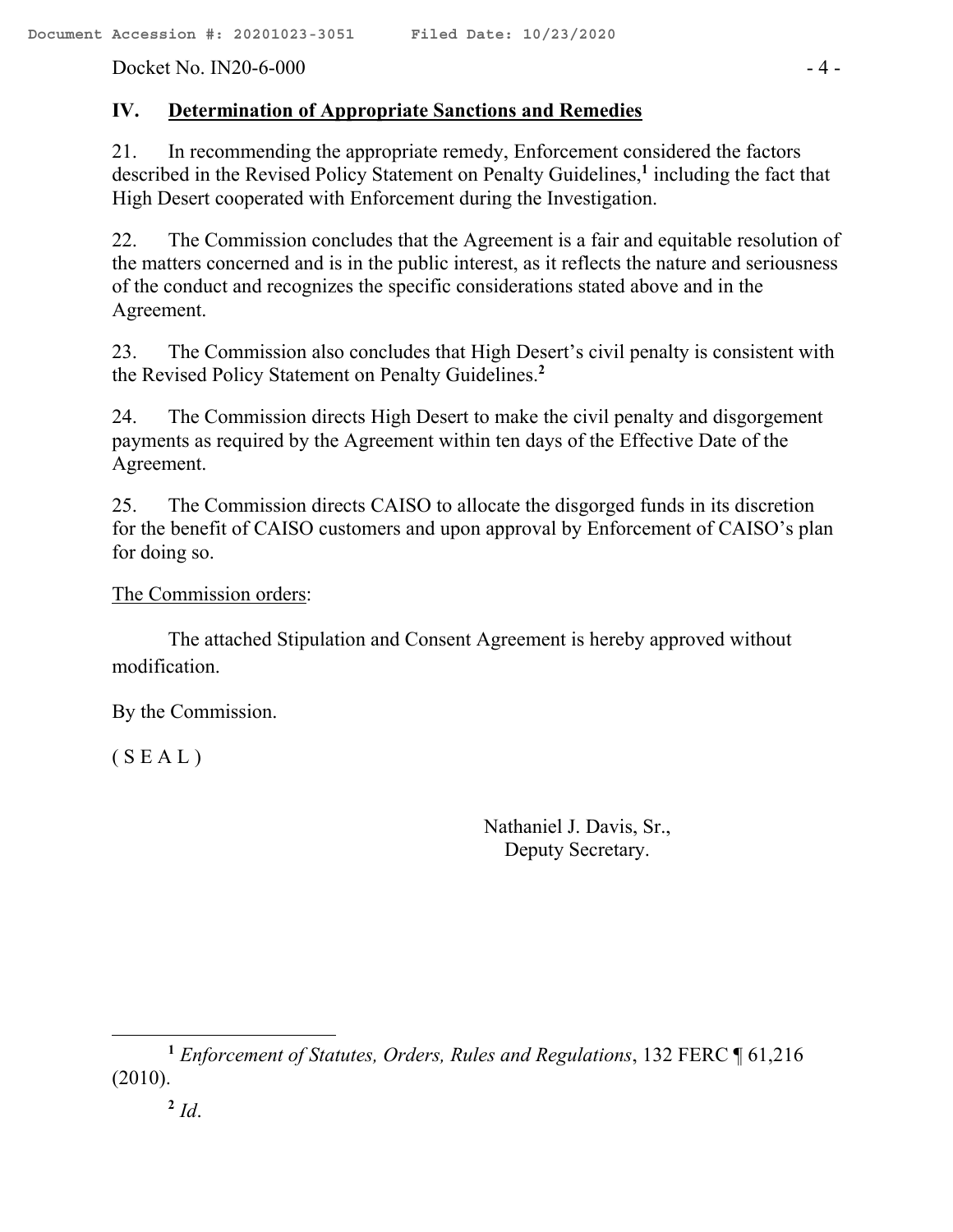## IV. Determination of Appropriate Sanctions and Remedies

21. In recommending the appropriate remedy, Enforcement considered the factors described in the Revised Policy Statement on Penalty Guidelines,[1] including the fact that High Desert cooperated with Enforcement during the Investigation.

22. The Commission concludes that the Agreement is a fair and equitable resolution of the matters concerned and is in the public interest, as it reflects the nature and seriousness of the conduct and recognizes the specific considerations stated above and in the Agreement.

23. The Commission also concludes that High Desert's civil penalty is consistent with the Revised Policy Statement on Penalty Guidelines.[2]

24. The Commission directs High Desert to make the civil penalty and disgorgement payments as required by the Agreement within ten days of the Effective Date of the Agreement.

25. The Commission directs CAISO to allocate the disgorged funds in its discretion for the benefit of CAISO customers and upon approval by Enforcement of CAISO's plan for doing so.

The Commission orders:

The attached Stipulation and Consent Agreement is hereby approved without modification.

By the Commission.

( S E A L )

Nathaniel J. Davis, Sr.,
Deputy Secretary.

---

[1] *Enforcement of Statutes, Orders, Rules and Regulations*, 132 FERC ¶ 61,216 (2010).

[2] *Id*.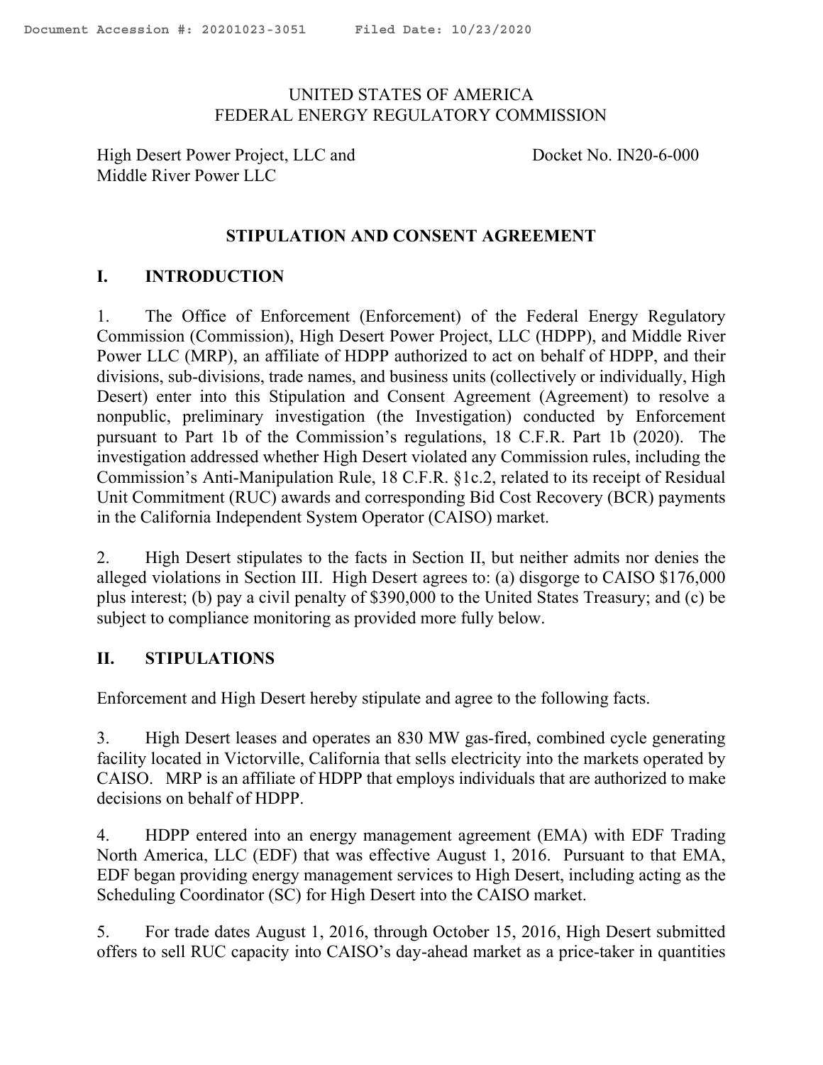UNITED STATES OF AMERICA
FEDERAL ENERGY REGULATORY COMMISSION

High Desert Power Project, LLC and Middle River Power LLC

Docket No. IN20-6-000

## STIPULATION AND CONSENT AGREEMENT

## I. INTRODUCTION

1. The Office of Enforcement (Enforcement) of the Federal Energy Regulatory Commission (Commission), High Desert Power Project, LLC (HDPP), and Middle River Power LLC (MRP), an affiliate of HDPP authorized to act on behalf of HDPP, and their divisions, sub-divisions, trade names, and business units (collectively or individually, High Desert) enter into this Stipulation and Consent Agreement (Agreement) to resolve a nonpublic, preliminary investigation (the Investigation) conducted by Enforcement pursuant to Part 1b of the Commission's regulations, 18 C.F.R. Part 1b (2020). The investigation addressed whether High Desert violated any Commission rules, including the Commission's Anti-Manipulation Rule, 18 C.F.R. §1c.2, related to its receipt of Residual Unit Commitment (RUC) awards and corresponding Bid Cost Recovery (BCR) payments in the California Independent System Operator (CAISO) market.

2. High Desert stipulates to the facts in Section II, but neither admits nor denies the alleged violations in Section III. High Desert agrees to: (a) disgorge to CAISO $176,000 plus interest; (b) pay a civil penalty of $390,000 to the United States Treasury; and (c) be subject to compliance monitoring as provided more fully below.

## II. STIPULATIONS

Enforcement and High Desert hereby stipulate and agree to the following facts.

3. High Desert leases and operates an 830 MW gas-fired, combined cycle generating facility located in Victorville, California that sells electricity into the markets operated by CAISO. MRP is an affiliate of HDPP that employs individuals that are authorized to make decisions on behalf of HDPP.

4. HDPP entered into an energy management agreement (EMA) with EDF Trading North America, LLC (EDF) that was effective August 1, 2016. Pursuant to that EMA, EDF began providing energy management services to High Desert, including acting as the Scheduling Coordinator (SC) for High Desert into the CAISO market.

5. For trade dates August 1, 2016, through October 15, 2016, High Desert submitted offers to sell RUC capacity into CAISO's day-ahead market as a price-taker in quantities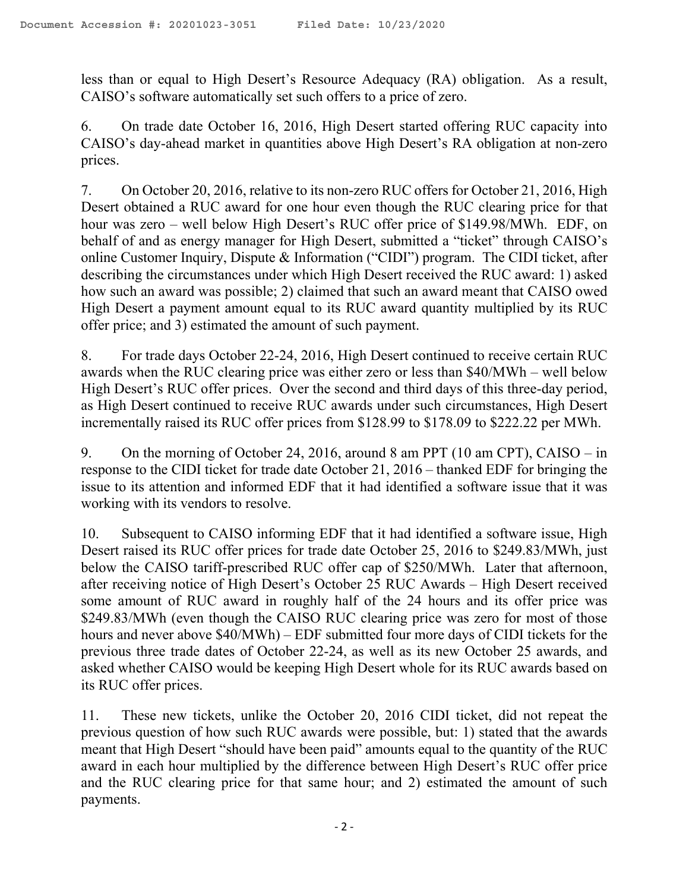less than or equal to High Desert's Resource Adequacy (RA) obligation. As a result, CAISO's software automatically set such offers to a price of zero.

6. On trade date October 16, 2016, High Desert started offering RUC capacity into CAISO's day-ahead market in quantities above High Desert's RA obligation at non-zero prices.

7. On October 20, 2016, relative to its non-zero RUC offers for October 21, 2016, High Desert obtained a RUC award for one hour even though the RUC clearing price for that hour was zero – well below High Desert's RUC offer price of $149.98/MWh. EDF, on behalf of and as energy manager for High Desert, submitted a "ticket" through CAISO's online Customer Inquiry, Dispute & Information ("CIDI") program. The CIDI ticket, after describing the circumstances under which High Desert received the RUC award: 1) asked how such an award was possible; 2) claimed that such an award meant that CAISO owed High Desert a payment amount equal to its RUC award quantity multiplied by its RUC offer price; and 3) estimated the amount of such payment.

8. For trade days October 22-24, 2016, High Desert continued to receive certain RUC awards when the RUC clearing price was either zero or less than $40/MWh – well below High Desert's RUC offer prices. Over the second and third days of this three-day period, as High Desert continued to receive RUC awards under such circumstances, High Desert incrementally raised its RUC offer prices from $128.99 to $178.09 to $222.22 per MWh.

9. On the morning of October 24, 2016, around 8 am PPT (10 am CPT), CAISO – in response to the CIDI ticket for trade date October 21, 2016 – thanked EDF for bringing the issue to its attention and informed EDF that it had identified a software issue that it was working with its vendors to resolve.

10. Subsequent to CAISO informing EDF that it had identified a software issue, High Desert raised its RUC offer prices for trade date October 25, 2016 to $249.83/MWh, just below the CAISO tariff-prescribed RUC offer cap of $250/MWh. Later that afternoon, after receiving notice of High Desert's October 25 RUC Awards – High Desert received some amount of RUC award in roughly half of the 24 hours and its offer price was $249.83/MWh (even though the CAISO RUC clearing price was zero for most of those hours and never above $40/MWh) – EDF submitted four more days of CIDI tickets for the previous three trade dates of October 22-24, as well as its new October 25 awards, and asked whether CAISO would be keeping High Desert whole for its RUC awards based on its RUC offer prices.

11. These new tickets, unlike the October 20, 2016 CIDI ticket, did not repeat the previous question of how such RUC awards were possible, but: 1) stated that the awards meant that High Desert "should have been paid" amounts equal to the quantity of the RUC award in each hour multiplied by the difference between High Desert's RUC offer price and the RUC clearing price for that same hour; and 2) estimated the amount of such payments.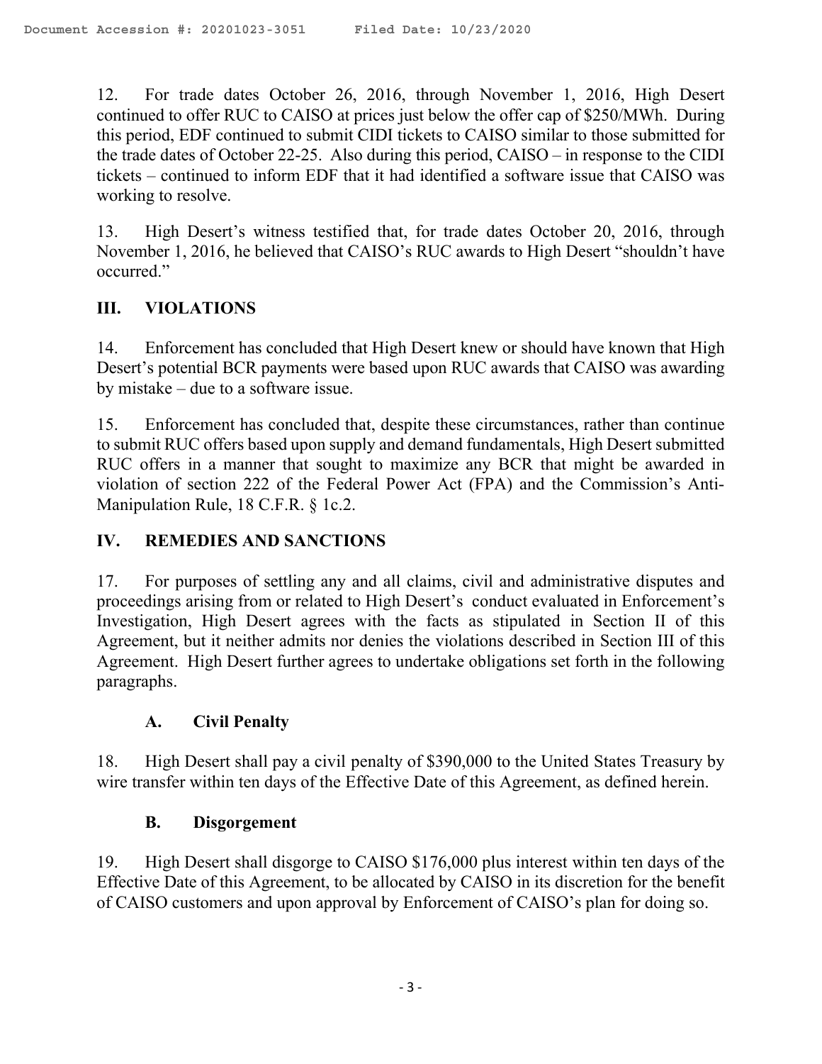12. For trade dates October 26, 2016, through November 1, 2016, High Desert continued to offer RUC to CAISO at prices just below the offer cap of $250/MWh. During this period, EDF continued to submit CIDI tickets to CAISO similar to those submitted for the trade dates of October 22-25. Also during this period, CAISO – in response to the CIDI tickets – continued to inform EDF that it had identified a software issue that CAISO was working to resolve.

13. High Desert's witness testified that, for trade dates October 20, 2016, through November 1, 2016, he believed that CAISO's RUC awards to High Desert "shouldn't have occurred."

## III. VIOLATIONS

14. Enforcement has concluded that High Desert knew or should have known that High Desert's potential BCR payments were based upon RUC awards that CAISO was awarding by mistake – due to a software issue.

15. Enforcement has concluded that, despite these circumstances, rather than continue to submit RUC offers based upon supply and demand fundamentals, High Desert submitted RUC offers in a manner that sought to maximize any BCR that might be awarded in violation of section 222 of the Federal Power Act (FPA) and the Commission's Anti-Manipulation Rule, 18 C.F.R. § 1c.2.

## IV. REMEDIES AND SANCTIONS

17. For purposes of settling any and all claims, civil and administrative disputes and proceedings arising from or related to High Desert's conduct evaluated in Enforcement's Investigation, High Desert agrees with the facts as stipulated in Section II of this Agreement, but it neither admits nor denies the violations described in Section III of this Agreement. High Desert further agrees to undertake obligations set forth in the following paragraphs.

### A. Civil Penalty

18. High Desert shall pay a civil penalty of $390,000 to the United States Treasury by wire transfer within ten days of the Effective Date of this Agreement, as defined herein.

### B. Disgorgement

19. High Desert shall disgorge to CAISO $176,000 plus interest within ten days of the Effective Date of this Agreement, to be allocated by CAISO in its discretion for the benefit of CAISO customers and upon approval by Enforcement of CAISO's plan for doing so.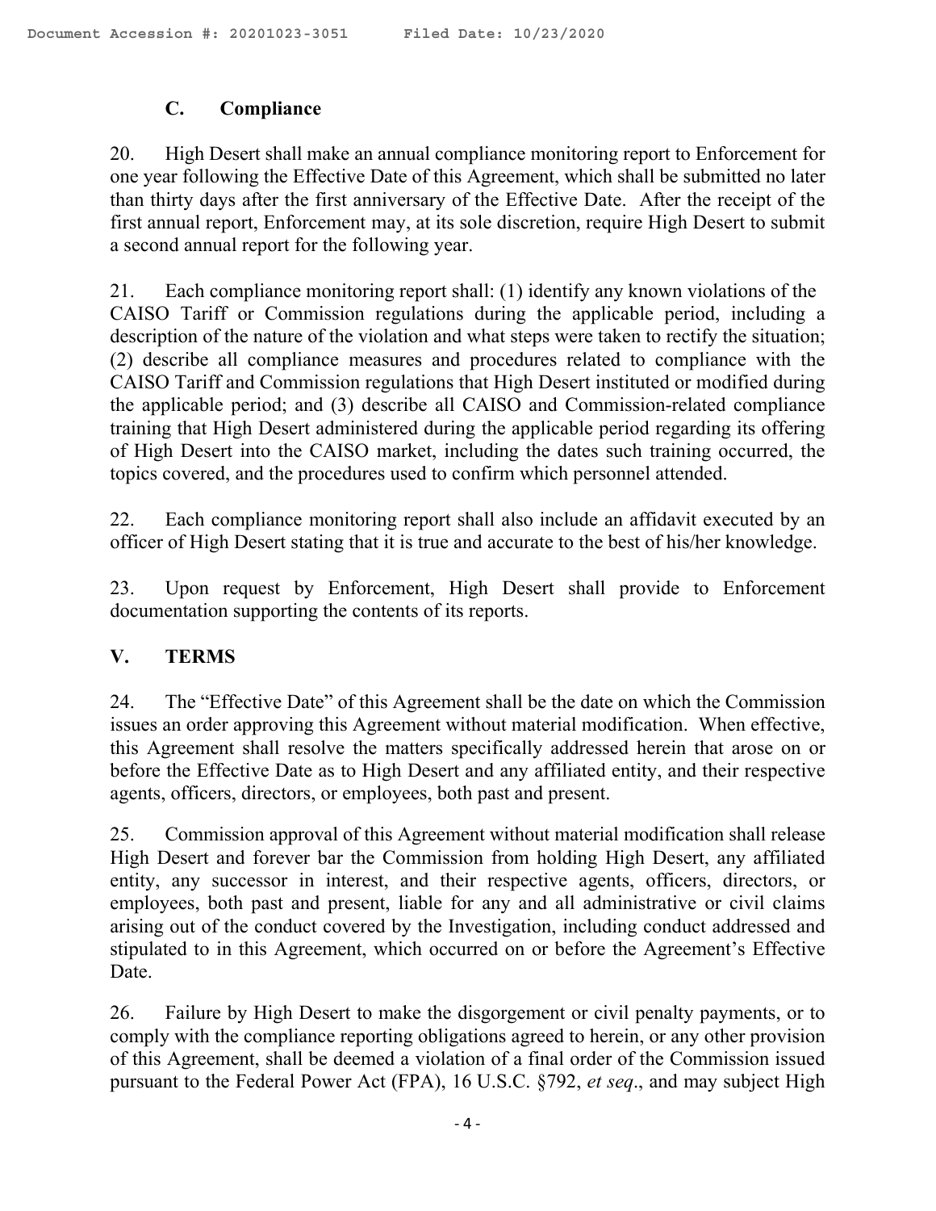### C. Compliance

20. High Desert shall make an annual compliance monitoring report to Enforcement for one year following the Effective Date of this Agreement, which shall be submitted no later than thirty days after the first anniversary of the Effective Date. After the receipt of the first annual report, Enforcement may, at its sole discretion, require High Desert to submit a second annual report for the following year.

21. Each compliance monitoring report shall: (1) identify any known violations of the CAISO Tariff or Commission regulations during the applicable period, including a description of the nature of the violation and what steps were taken to rectify the situation; (2) describe all compliance measures and procedures related to compliance with the CAISO Tariff and Commission regulations that High Desert instituted or modified during the applicable period; and (3) describe all CAISO and Commission-related compliance training that High Desert administered during the applicable period regarding its offering of High Desert into the CAISO market, including the dates such training occurred, the topics covered, and the procedures used to confirm which personnel attended.

22. Each compliance monitoring report shall also include an affidavit executed by an officer of High Desert stating that it is true and accurate to the best of his/her knowledge.

23. Upon request by Enforcement, High Desert shall provide to Enforcement documentation supporting the contents of its reports.

## V. TERMS

24. The "Effective Date" of this Agreement shall be the date on which the Commission issues an order approving this Agreement without material modification. When effective, this Agreement shall resolve the matters specifically addressed herein that arose on or before the Effective Date as to High Desert and any affiliated entity, and their respective agents, officers, directors, or employees, both past and present.

25. Commission approval of this Agreement without material modification shall release High Desert and forever bar the Commission from holding High Desert, any affiliated entity, any successor in interest, and their respective agents, officers, directors, or employees, both past and present, liable for any and all administrative or civil claims arising out of the conduct covered by the Investigation, including conduct addressed and stipulated to in this Agreement, which occurred on or before the Agreement's Effective Date.

26. Failure by High Desert to make the disgorgement or civil penalty payments, or to comply with the compliance reporting obligations agreed to herein, or any other provision of this Agreement, shall be deemed a violation of a final order of the Commission issued pursuant to the Federal Power Act (FPA), 16 U.S.C. §792, *et seq*., and may subject High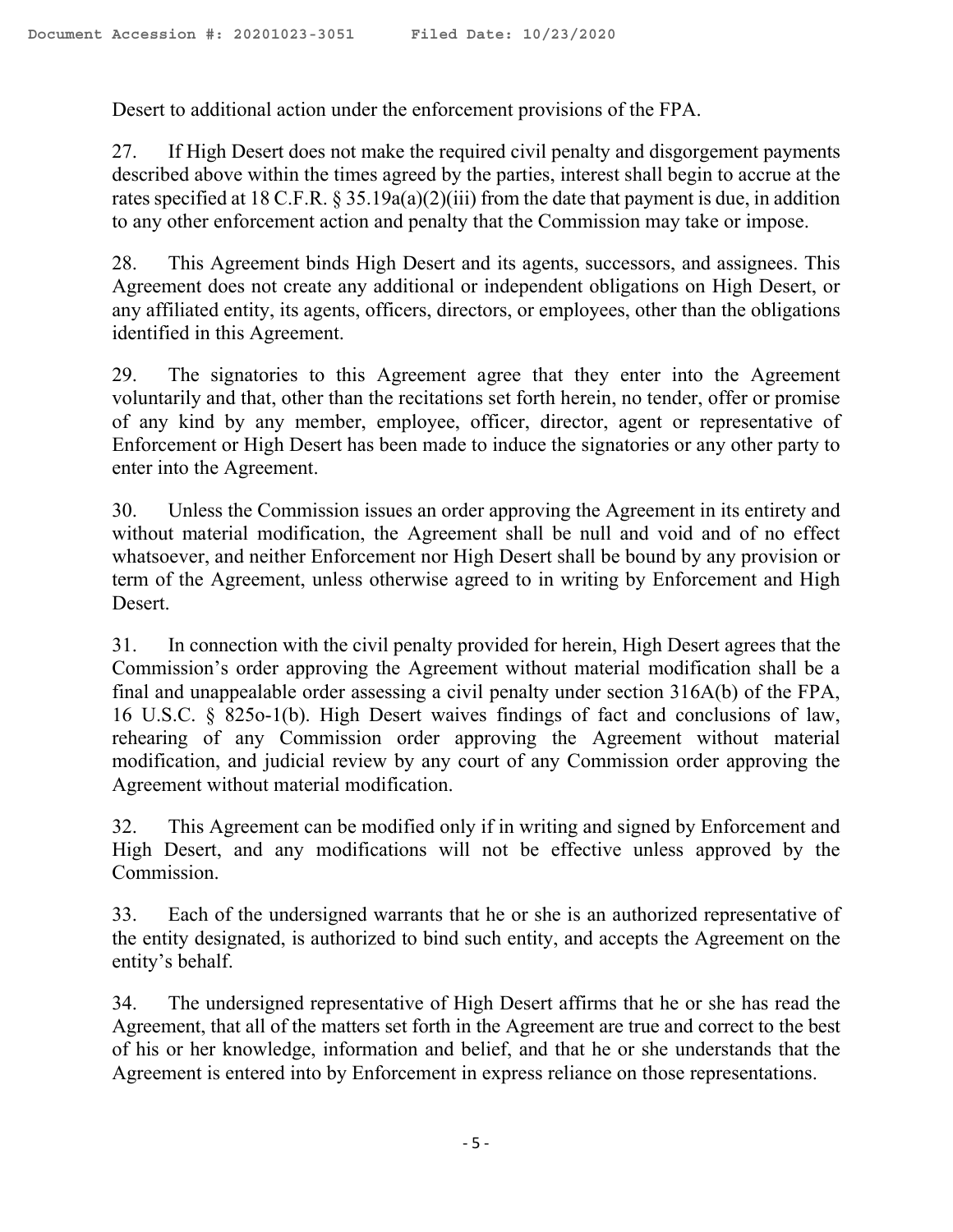Desert to additional action under the enforcement provisions of the FPA.

27. If High Desert does not make the required civil penalty and disgorgement payments described above within the times agreed by the parties, interest shall begin to accrue at the rates specified at 18 C.F.R. § 35.19a(a)(2)(iii) from the date that payment is due, in addition to any other enforcement action and penalty that the Commission may take or impose.

28. This Agreement binds High Desert and its agents, successors, and assignees. This Agreement does not create any additional or independent obligations on High Desert, or any affiliated entity, its agents, officers, directors, or employees, other than the obligations identified in this Agreement.

29. The signatories to this Agreement agree that they enter into the Agreement voluntarily and that, other than the recitations set forth herein, no tender, offer or promise of any kind by any member, employee, officer, director, agent or representative of Enforcement or High Desert has been made to induce the signatories or any other party to enter into the Agreement.

30. Unless the Commission issues an order approving the Agreement in its entirety and without material modification, the Agreement shall be null and void and of no effect whatsoever, and neither Enforcement nor High Desert shall be bound by any provision or term of the Agreement, unless otherwise agreed to in writing by Enforcement and High Desert.

31. In connection with the civil penalty provided for herein, High Desert agrees that the Commission's order approving the Agreement without material modification shall be a final and unappealable order assessing a civil penalty under section 316A(b) of the FPA, 16 U.S.C. § 825o-1(b). High Desert waives findings of fact and conclusions of law, rehearing of any Commission order approving the Agreement without material modification, and judicial review by any court of any Commission order approving the Agreement without material modification.

32. This Agreement can be modified only if in writing and signed by Enforcement and High Desert, and any modifications will not be effective unless approved by the Commission.

33. Each of the undersigned warrants that he or she is an authorized representative of the entity designated, is authorized to bind such entity, and accepts the Agreement on the entity's behalf.

34. The undersigned representative of High Desert affirms that he or she has read the Agreement, that all of the matters set forth in the Agreement are true and correct to the best of his or her knowledge, information and belief, and that he or she understands that the Agreement is entered into by Enforcement in express reliance on those representations.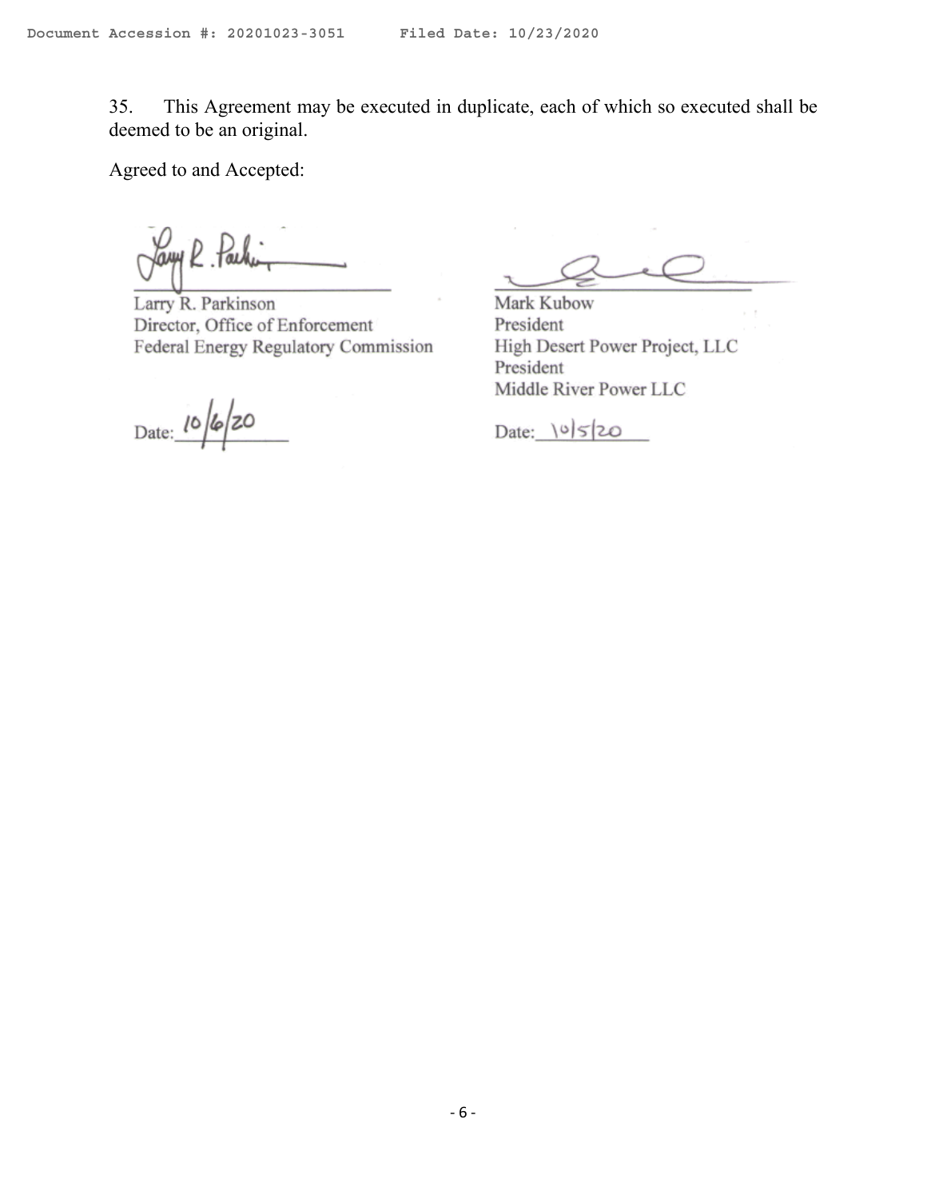35. This Agreement may be executed in duplicate, each of which so executed shall be deemed to be an original.

Agreed to and Accepted:

| | |
|---|---|
| Larry R. Parkinson | Mark Kubow |
| Director, Office of Enforcement | President |
| Federal Energy Regulatory Commission | High Desert Power Project, LLC |
| | President |
| | Middle River Power LLC |
| Date: 10/6/20 | Date: 10/5/20 |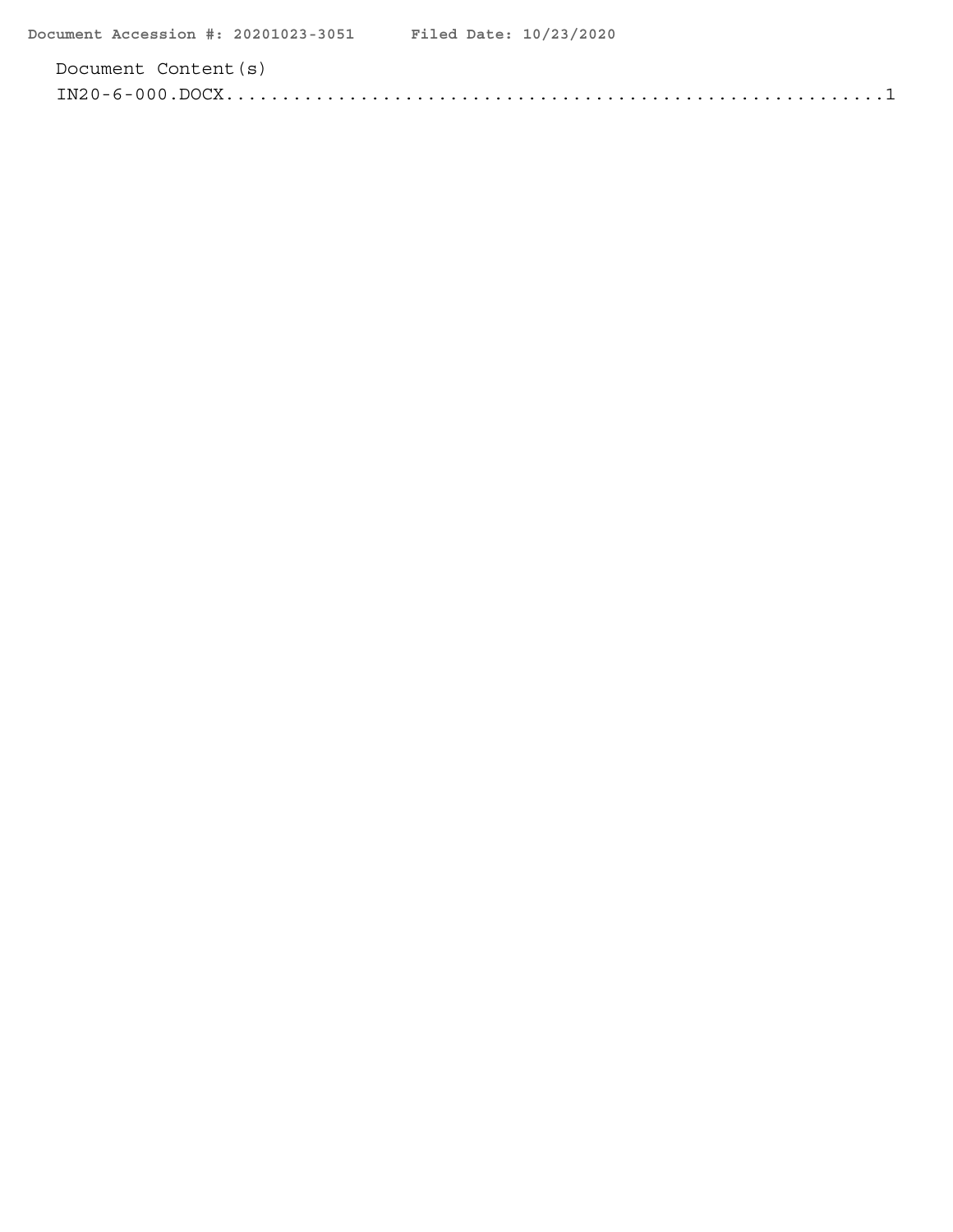**Document Accession #: 20201023-3051      Filed Date: 10/23/2020**

Document Content(s)

IN20-6-000.DOCX.....................................................1